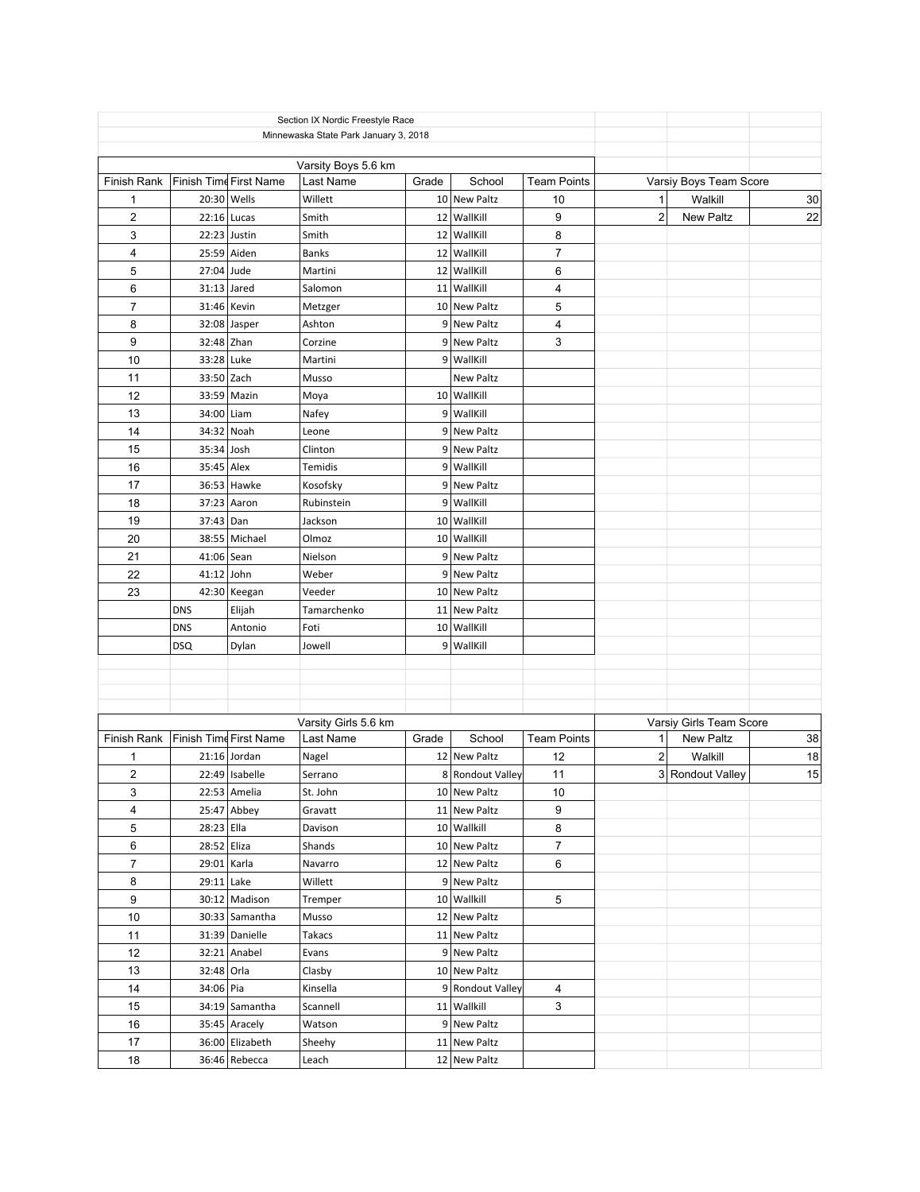Section IX Nordic Freestyle Race

Minnewaska State Park January 3, 2018

## Varsity Boys 5.6 km

| Finish Rank | Finish Time | First Name | Last Name | Grade | School | Team Points |
|---|---|---|---|---|---|---|
| 1 | 20:30 | Wells | Willett | 10 | New Paltz | 10 |
| 2 | 22:16 | Lucas | Smith | 12 | WallKill | 9 |
| 3 | 22:23 | Justin | Smith | 12 | WallKill | 8 |
| 4 | 25:59 | Aiden | Banks | 12 | WallKill | 7 |
| 5 | 27:04 | Jude | Martini | 12 | WallKill | 6 |
| 6 | 31:13 | Jared | Salomon | 11 | WallKill | 4 |
| 7 | 31:46 | Kevin | Metzger | 10 | New Paltz | 5 |
| 8 | 32:08 | Jasper | Ashton | 9 | New Paltz | 4 |
| 9 | 32:48 | Zhan | Corzine | 9 | New Paltz | 3 |
| 10 | 33:28 | Luke | Martini | 9 | WallKill | |
| 11 | 33:50 | Zach | Musso | | New Paltz | |
| 12 | 33:59 | Mazin | Moya | 10 | WallKill | |
| 13 | 34:00 | Liam | Nafey | 9 | WallKill | |
| 14 | 34:32 | Noah | Leone | 9 | New Paltz | |
| 15 | 35:34 | Josh | Clinton | 9 | New Paltz | |
| 16 | 35:45 | Alex | Temidis | 9 | WallKill | |
| 17 | 36:53 | Hawke | Kosofsky | 9 | New Paltz | |
| 18 | 37:23 | Aaron | Rubinstein | 9 | WallKill | |
| 19 | 37:43 | Dan | Jackson | 10 | WallKill | |
| 20 | 38:55 | Michael | Olmoz | 10 | WallKill | |
| 21 | 41:06 | Sean | Nielson | 9 | New Paltz | |
| 22 | 41:12 | John | Weber | 9 | New Paltz | |
| 23 | 42:30 | Keegan | Veeder | 10 | New Paltz | |
| | DNS | Elijah | Tamarchenko | 11 | New Paltz | |
| | DNS | Antonio | Foti | 10 | WallKill | |
| | DSQ | Dylan | Jowell | 9 | WallKill | |

### Varsiy Boys Team Score

| | | |
|---|---|---|
| 1 | Walkill | 30 |
| 2 | New Paltz | 22 |

## Varsity Girls 5.6 km

| Finish Rank | Finish Time | First Name | Last Name | Grade | School | Team Points |
|---|---|---|---|---|---|---|
| 1 | 21:16 | Jordan | Nagel | 12 | New Paltz | 12 |
| 2 | 22:49 | Isabelle | Serrano | 8 | Rondout Valley | 11 |
| 3 | 22:53 | Amelia | St. John | 10 | New Paltz | 10 |
| 4 | 25:47 | Abbey | Gravatt | 11 | New Paltz | 9 |
| 5 | 28:23 | Ella | Davison | 10 | Wallkill | 8 |
| 6 | 28:52 | Eliza | Shands | 10 | New Paltz | 7 |
| 7 | 29:01 | Karla | Navarro | 12 | New Paltz | 6 |
| 8 | 29:11 | Lake | Willett | 9 | New Paltz | |
| 9 | 30:12 | Madison | Tremper | 10 | Wallkill | 5 |
| 10 | 30:33 | Samantha | Musso | 12 | New Paltz | |
| 11 | 31:39 | Danielle | Takacs | 11 | New Paltz | |
| 12 | 32:21 | Anabel | Evans | 9 | New Paltz | |
| 13 | 32:48 | Orla | Clasby | 10 | New Paltz | |
| 14 | 34:06 | Pia | Kinsella | 9 | Rondout Valley | 4 |
| 15 | 34:19 | Samantha | Scannell | 11 | Wallkill | 3 |
| 16 | 35:45 | Aracely | Watson | 9 | New Paltz | |
| 17 | 36:00 | Elizabeth | Sheehy | 11 | New Paltz | |
| 18 | 36:46 | Rebecca | Leach | 12 | New Paltz | |

### Varsiy Girls Team Score

| | | |
|---|---|---|
| 1 | New Paltz | 38 |
| 2 | Walkill | 18 |
| 3 | Rondout Valley | 15 |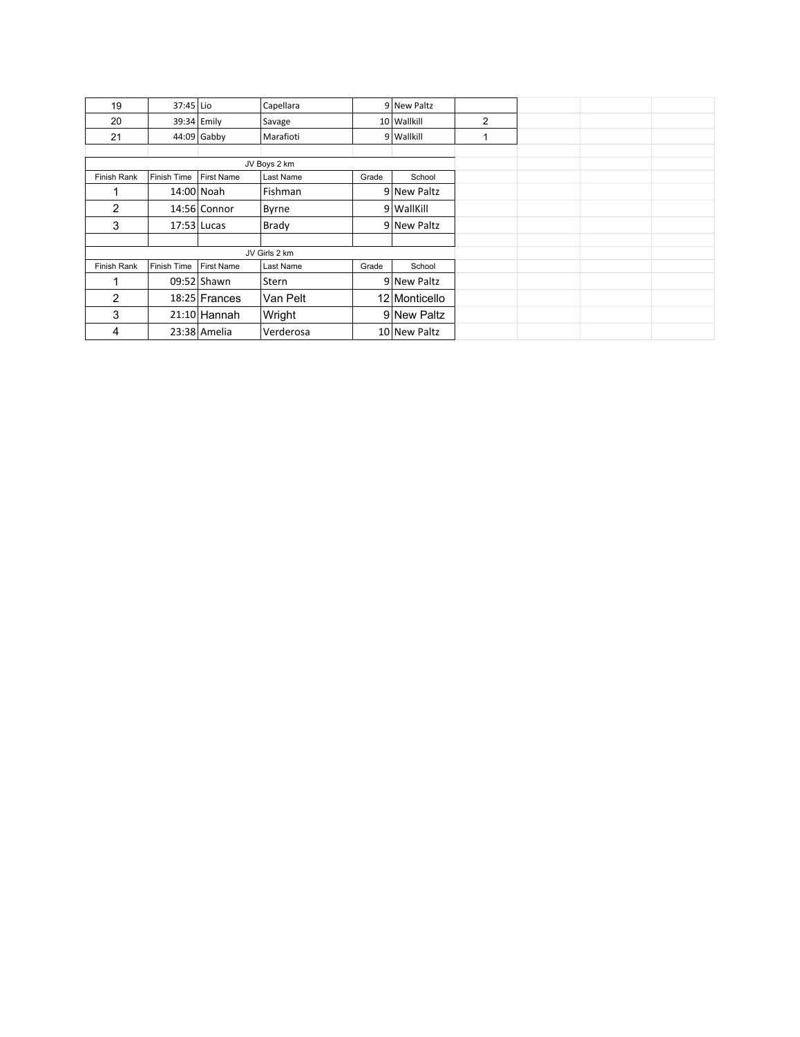| | | | | | | |
|---|---|---|---|---|---|---|
| 19 | 37:45 | Lio | Capellara | 9 | New Paltz | |
| 20 | 39:34 | Emily | Savage | 10 | Wallkill | 2 |
| 21 | 44:09 | Gabby | Marafioti | 9 | Wallkill | 1 |

JV Boys 2 km

| Finish Rank | Finish Time | First Name | Last Name | Grade | School |
|---|---|---|---|---|---|
| 1 | 14:00 | Noah | Fishman | 9 | New Paltz |
| 2 | 14:56 | Connor | Byrne | 9 | WallKill |
| 3 | 17:53 | Lucas | Brady | 9 | New Paltz |

JV Girls 2 km

| Finish Rank | Finish Time | First Name | Last Name | Grade | School |
|---|---|---|---|---|---|
| 1 | 09:52 | Shawn | Stern | 9 | New Paltz |
| 2 | 18:25 | Frances | Van Pelt | 12 | Monticello |
| 3 | 21:10 | Hannah | Wright | 9 | New Paltz |
| 4 | 23:38 | Amelia | Verderosa | 10 | New Paltz |